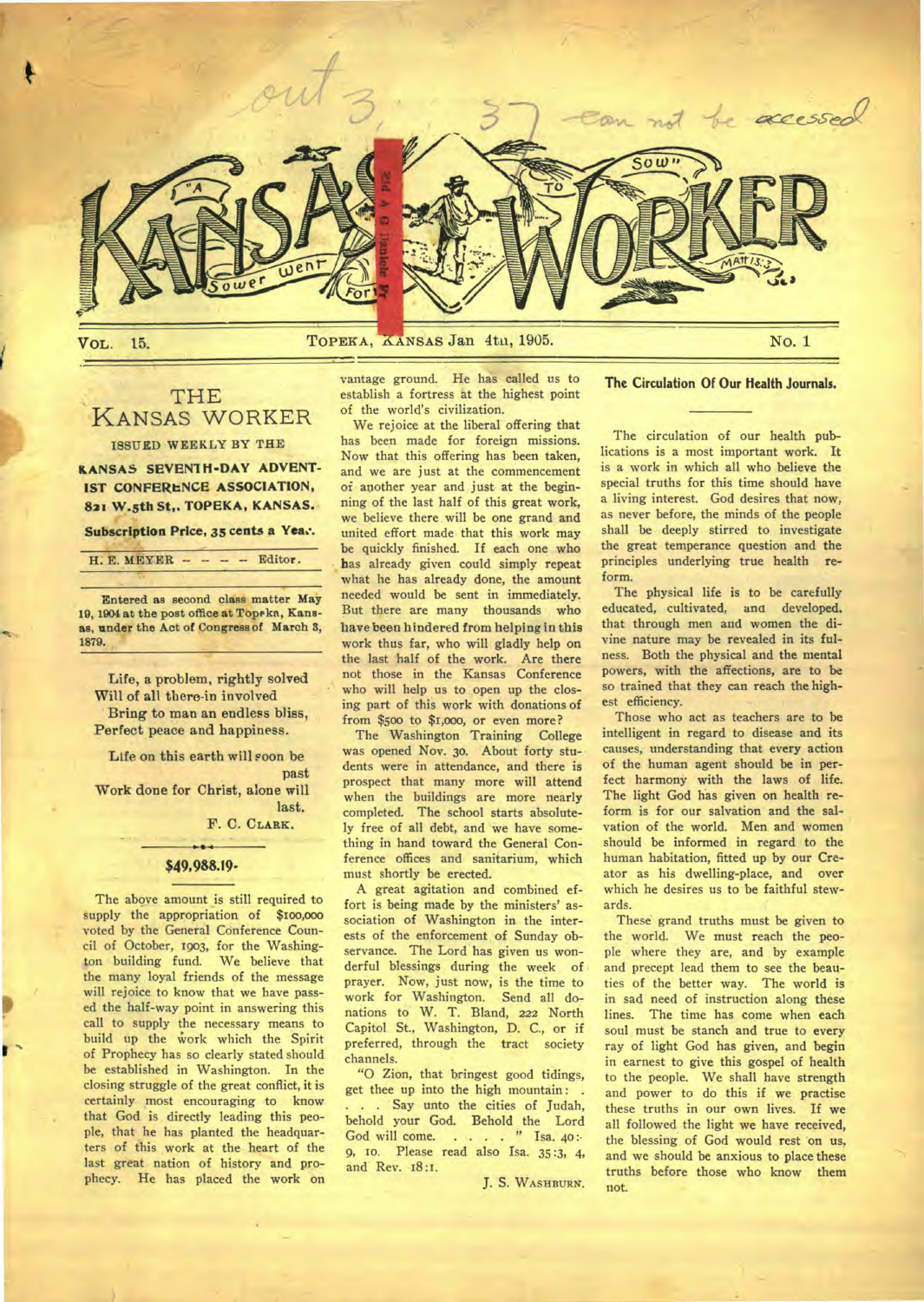# KANSAS WORKER

"A Sower went Forth to Sow" Matt 13:3

VOL. 15. TOPEKA, KANSAS Jan 4th, 1905. No. 1

## THE KANSAS WORKER

ISSUED WEEKLY BY THE

**KANSAS SEVENTH-DAY ADVENTIST CONFERENCE ASSOCIATION, 821 W.5th St,. TOPEKA, KANSAS.**

**Subscription Price, 35 cents a Year.**

H. E. MEYER - - - - Editor.

Entered as second class matter May 19, 1904 at the post office at Topeka, Kansas, under the Act of Congress of March 3, 1879.

Life, a problem, rightly solved
Will of all there-in involved
Bring to man an endless bliss,
Perfect peace and happiness.

Life on this earth will soon be past
Work done for Christ, alone will last.

F. C. CLARK.

### $49,988.19.

The above amount is still required to supply the appropriation of $100,000 voted by the General Conference Council of October, 1903, for the Washington building fund. We believe that the many loyal friends of the message will rejoice to know that we have passed the half-way point in answering this call to supply the necessary means to build up the work which the Spirit of Prophecy has so clearly stated should be established in Washington. In the closing struggle of the great conflict, it is certainly most encouraging to know that God is directly leading this people, that he has planted the headquarters of this work at the heart of the last great nation of history and prophecy. He has placed the work on vantage ground. He has called us to establish a fortress at the highest point of the world's civilization.

We rejoice at the liberal offering that has been made for foreign missions. Now that this offering has been taken, and we are just at the commencement of another year and just at the beginning of the last half of this great work, we believe there will be one grand and united effort made that this work may be quickly finished. If each one who has already given could simply repeat what he has already done, the amount needed would be sent in immediately. But there are many thousands who have been hindered from helping in this work thus far, who will gladly help on the last half of the work. Are there not those in the Kansas Conference who will help us to open up the closing part of this work with donations of from $500 to $1,000, or even more?

The Washington Training College was opened Nov. 30. About forty students were in attendance, and there is prospect that many more will attend when the buildings are more nearly completed. The school starts absolutely free of all debt, and we have something in hand toward the General Conference offices and sanitarium, which must shortly be erected.

A great agitation and combined effort is being made by the ministers' association of Washington in the interests of the enforcement of Sunday observance. The Lord has given us wonderful blessings during the week of prayer. Now, just now, is the time to work for Washington. Send all donations to W. T. Bland, 222 North Capitol St., Washington, D. C., or if preferred, through the tract society channels.

"O Zion, that bringest good tidings, get thee up into the high mountain: . . . . Say unto the cities of Judah, behold your God. Behold the Lord God will come. . . . . " Isa. 40:9, 10. Please read also Isa. 35:3, 4, and Rev. 18:1.

J. S. WASHBURN.

### The Circulation Of Our Health Journals.

The circulation of our health publications is a most important work. It is a work in which all who believe the special truths for this time should have a living interest. God desires that now, as never before, the minds of the people shall be deeply stirred to investigate the great temperance question and the principles underlying true health reform.

The physical life is to be carefully educated, cultivated, and developed, that through men and women the divine nature may be revealed in its fulness. Both the physical and the mental powers, with the affections, are to be so trained that they can reach the highest efficiency.

Those who act as teachers are to be intelligent in regard to disease and its causes, understanding that every action of the human agent should be in perfect harmony with the laws of life. The light God has given on health reform is for our salvation and the salvation of the world. Men and women should be informed in regard to the human habitation, fitted up by our Creator as his dwelling-place, and over which he desires us to be faithful stewards.

These grand truths must be given to the world. We must reach the people where they are, and by example and precept lead them to see the beauties of the better way. The world is in sad need of instruction along these lines. The time has come when each soul must be stanch and true to every ray of light God has given, and begin in earnest to give this gospel of health to the people. We shall have strength and power to do this if we practise these truths in our own lives. If we all followed the light we have received, the blessing of God would rest on us, and we should be anxious to place these truths before those who know them not.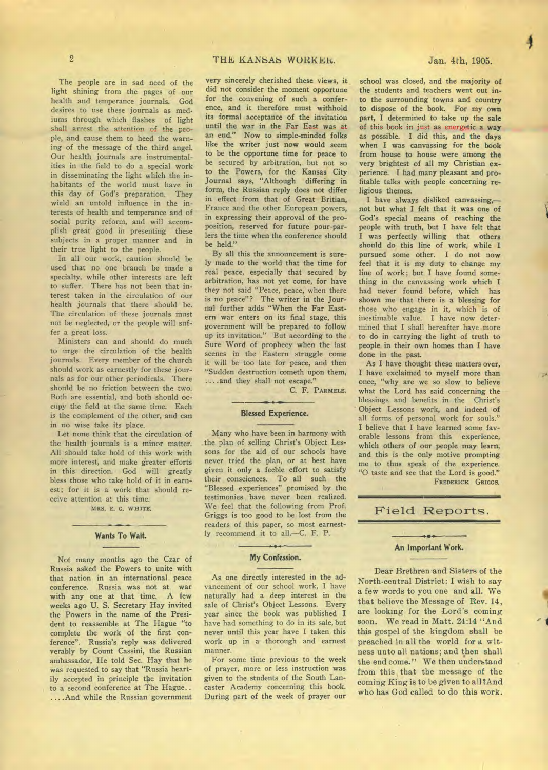The people are in sad need of the light shining from the pages of our health and temperance journals. God desires to use these journals as mediums through which flashes of light shall arrest the attention of the people, and cause them to heed the warning of the message of the third angel. Our health journals are instrumentalities in the field to do a special work in disseminating the light which the inhabitants of the world must have in this day of God's preparation. They wield an untold influence in the interests of health and temperance and of social purity reform, and will accomplish great good in presenting these subjects in a proper manner and in their true light to the people.

In all our work, caution should be used that no one branch be made a specialty, while other interests are left to suffer. There has not been that interest taken in the circulation of our health journals that there should be. The circulation of these journals must not be neglected, or the people will suffer a great loss.

Ministers can and should do much to urge the circulation of the health journals. Every member of the church should work as earnestly for these journals as for our other periodicals. There should be no friction between the two. Both are essential, and both should occupy the field at the same time. Each is the complement of the other, and can in no wise take its place.

Let none think that the circulation of the health journals is a minor matter. All should take hold of this work with more interest, and make greater efforts in this direction. God will greatly bless those who take hold of it in earnest; for it is a work that should receive attention at this time.

MRS. E. G. WHITE.

## Wants To Wait.

Not many months ago the Czar of Russia asked the Powers to unite with that nation in an international peace conference. Russia was not at war with any one at that time. A few weeks ago U. S. Secretary Hay invited the Powers in the name of the President to reassemble at The Hague "to complete the work of the first conference". Russia's reply was delivered verably by Count Cassini, the Russian ambassador, He told Sec. Hay that he was requested to say that "Russia heartily accepted in principle the invitation to a second conference at The Hague.. ....And while the Russian government very sincerely cherished these views, it did not consider the moment opportune for the convening of such a conference, and it therefore must withhold its formal acceptance of the invitation until the war in the Far East was at an end." Now to simple-minded folks like the writer just now would seem to be the opportune time for peace to be secured by arbitration, but not so to the Powers, for the Kansas City Journal says, "Although differing in form, the Russian reply does not differ in effect from that of Great Britian, France and the other European powers, in expressing their approval of the proposition, reserved for future pour-parlers the time when the conference should be held."

By all this the announcement is surely made to the world that the time for real peace, especially that secured by arbitration, has not yet come, for have they not said "Peace, peace, when there is no peace"? The writer in the Journal further adds "When the Far Eastern war enters on its final stage, this government will be prepared to follow up its invitation." But according to the Sure Word of prophecy when the last scenes in the Eastern struggle come it will be too late for peace, and then "Sudden destruction cometh upon them, ....and they shall not escape."

C. F. PARMELE.

## Blessed Experience.

Many who have been in harmony with the plan of selling Christ's Object Lessons for the aid of our schools have never tried the plan, or at best have given it only a feeble effort to satisfy their consciences. To all such the "Blessed experiences" promised by the testimonies have never been realized. We feel that the following from Prof. Griggs is too good to be lost from the readers of this paper, so most earnestly recommend it to all.—C. F. P.

## My Confession.

As one directly interested in the advancement of our school work, I have naturally had a deep interest in the sale of Christ's Object Lessons. Every year since the book was published I have had something to do in its sale, but never until this year have I taken this work up in a thorough and earnest manner.

For some time previous to the week of prayer, more or less instruction was given to the students of the South Lancaster Academy concerning this book. During part of the week of prayer our school was closed, and the majority of the students and teachers went out into the surrounding towns and country to dispose of the book. For my own part, I determined to take up the sale of this book in just as energetic a way as possible. I did this, and the days when I was canvassing for the book from house to house were among the very brightest of all my Christian experience. I had many pleasant and profitable talks with people concerning religious themes.

I have always disliked canvassing,—not but what I felt that it was one of God's special means of reaching the people with truth, but I have felt that I was perfectly willing that others should do this line of work, while I pursued some other. I do not now feel that it is my duty to change my line of work; but I have found something in the canvassing work which I had never found before, which has shown me that there is a blessing for those who engage in it, which is of inestimable value. I have now determined that I shall hereafter have more to do in carrying the light of truth to people in their own homes than I have done in the past.

As I have thought these matters over, I have exclaimed to myself more than once, "why are we so slow to believe what the Lord has said concerning the blessings and benefits in the Christ's Object Lessons work, and indeed of all forms of personal work for souls." I believe that I have learned some favorable lessons from this experience, which others of our people may learn, and this is the only motive prompting me to thus speak of the experience. "O taste and see that the Lord is good."

FREDERICK GRIGGS.

# Field Reports.

## An Important Work.

Dear Brethren and Sisters of the North-central District: I wish to say a few words to you one and all. We that believe the Message of Rev. 14, are looking for the Lord's coming soon. We read in Matt. 24:14 "And this gospel of the kingdom shall be preached in all the world for a witness unto all nations; and then shall the end come." We then understand from this that the message of the coming King is to be given to all? And who has God called to do this work.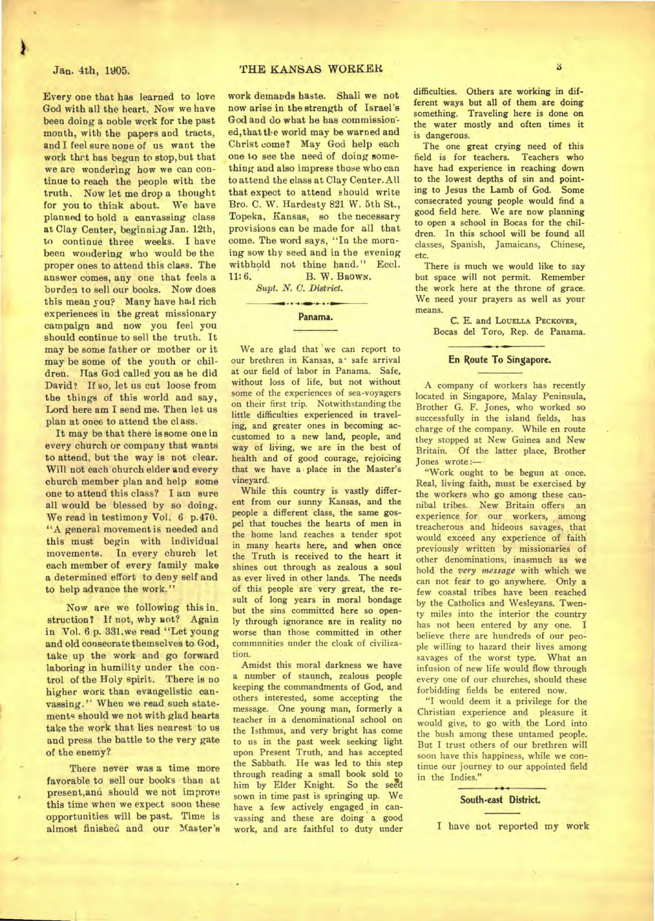Every one that has learned to love God with all the heart. Now we have been doing a noble work for the past month, with the papers and tracts, and I feel sure none of us want the work that has begun to stop, but that we are wondering how we can continue to reach the people with the truth. Now let me drop a thought for you to think about. We have planned to hold a canvassing class at Clay Center, beginning Jan. 12th, to continue three weeks. I have been wondering who would be the proper ones to attend this class. The answer comes, any one that feels a burden to sell our books. Now does this mean you? Many have had rich experiences in the great missionary campaign and now you feel you should continue to sell the truth. It may be some father or mother or it may be some of the youth or children. Has God called you as he did David? If so, let us cut loose from the things of this world and say, Lord here am I send me. Then let us plan at once to attend the class.

It may be that there is some one in every church or company that wants to attend, but the way is not clear. Will not each church elder and every church member plan and help some one to attend this class? I am sure all would be blessed by so doing. We read in testimony Vol. 6 p.470. "A general movement is needed and this must begin with individual movements. In every church let each member of every family make a determined effort to deny self and to help advance the work."

Now are we following this instruction? If not, why not? Again in Vol. 6 p. 331, we read "Let young and old consecrate themselves to God, take up the work and go forward laboring in humility under the control of the Holy spirit. There is no higher work than evangelistic canvassing." When we read such statements should we not with glad hearts take the work that lies nearest to us and press the battle to the very gate of the enemy?

There never was a time more favorable to sell our books than at present, and should we not improve this time when we expect soon these opportunities will be past. Time is almost finished and our Master's work demands haste. Shall we not now arise in the strength of Israel's God and do what he has commissioned, that the world may be warned and Christ come? May God help each one to see the need of doing something and also impress those who can to attend the class at Clay Center. All that expect to attend should write Bro. C. W. Hardesty 821 W. 5th St., Topeka, Kansas, so the necessary provisions can be made for all that come. The word says, "In the morning sow thy seed and in the evening withhold not thine hand." Eccl. 11:6.

B. W. BROWN.

*Supt. N. C. District.*

## Panama.

We are glad that we can report to our brethren in Kansas, a safe arrival at our field of labor in Panama. Safe, without loss of life, but not without some of the experiences of sea-voyagers on their first trip. Notwithstanding the little difficulties experienced in traveling, and greater ones in becoming accustomed to a new land, people, and way of living, we are in the best of health and of good courage, rejoicing that we have a place in the Master's vineyard.

While this country is vastly different from our sunny Kansas, and the people a different class, the same gospel that touches the hearts of men in the home land reaches a tender spot in many hearts here, and when once the Truth is received to the heart it shines out through as zealous a soul as ever lived in other lands. The needs of this people are very great, the result of long years in moral bondage but the sins committed here so openly through ignorance are in reality no worse than those committed in other communities under the cloak of civilization.

Amidst this moral darkness we have a number of staunch, zealous people keeping the commandments of God, and others interested, some accepting the message. One young man, formerly a teacher in a denominational school on the Isthmus, and very bright has come to us in the past week seeking light upon Present Truth, and has accepted the Sabbath. He was led to this step through reading a small book sold to him by Elder Knight. So the seed sown in time past is springing up. We have a few actively engaged in canvassing and these are doing a good work, and are faithful to duty under difficulties. Others are working in different ways but all of them are doing something. Traveling here is done on the water mostly and often times it is dangerous.

The one great crying need of this field is for teachers. Teachers who have had experience in reaching down to the lowest depths of sin and pointing to Jesus the Lamb of God. Some consecrated young people would find a good field here. We are now planning to open a school in Bocas for the children. In this school will be found all classes, Spanish, Jamaicans, Chinese, etc.

There is much we would like to say but space will not permit. Remember the work here at the throne of grace. We need your prayers as well as your means.

C. E. and LOUELLA PECKOVER,
Bocas del Toro, Rep. de Panama.

## En Route To Singapore.

A company of workers has recently located in Singapore, Malay Peninsula, Brother G. F. Jones, who worked so successfully in the island fields, has charge of the company. While en route they stopped at New Guinea and New Britain. Of the latter place, Brother Jones wrote:—

"Work ought to be begun at once. Real, living faith, must be exercised by the workers who go among these cannibal tribes. New Britain offers an experience for our workers, among treacherous and hideous savages, that would exceed any experience of faith previously written by missionaries of other denominations, inasmuch as we hold the *very message* with which we can not fear to go anywhere. Only a few coastal tribes have been reached by the Catholics and Wesleyans. Twenty miles into the interior the country has not been entered by any one. I believe there are hundreds of our people willing to hazard their lives among savages of the worst type. What an infusion of new life would flow through every one of our churches, should these forbidding fields be entered now.

"I would deem it a privilege for the Christian experience and pleasure it would give, to go with the Lord into the bush among these untamed people. But I trust others of our brethren will soon have this happiness, while we continue our journey to our appointed field in the Indies."

## South-east District.

I have not reported my work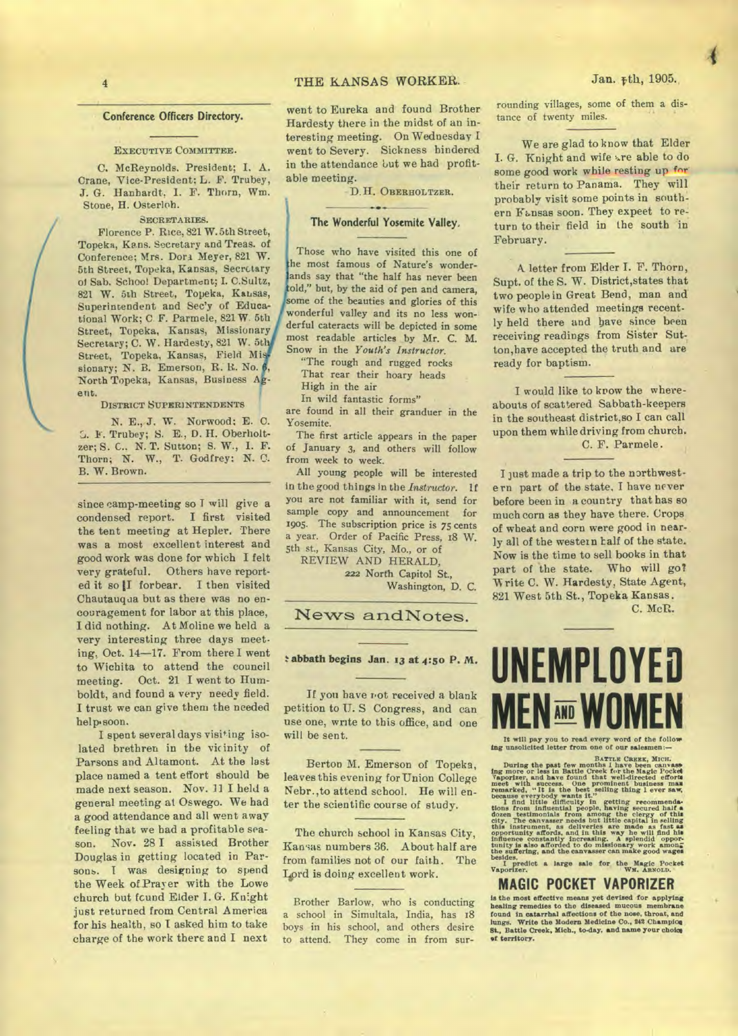## Conference Officers Directory.

EXECUTIVE COMMITTEE.

C. McReynolds. President; I. A. Crane, Vice-President; L. F. Trubey, J. G. Hanhardt, I. F. Thorn, Wm. Stone, H. Osterloh.

SECRETARIES.

Florence P. Rice, 821 W. 5th Street, Topeka, Kans. Secretary and Treas. of Conference; Mrs. Dora Meyer, 821 W. 5th Street, Topeka, Kansas, Secretary of Sab. School Department; I. C. Sultz, 821 W. 5th Street, Topeka, Kansas, Superintendent and Sec'y of Educational Work; C. F. Parmele, 821 W. 5th Street, Topeka, Kansas, Missionary Secretary; C. W. Hardesty, 821 W. 5th Street, Topeka, Kansas, Field Missionary; N. B. Emerson, R. R. No. 6, North Topeka, Kansas, Business Agent.

DISTRICT SUPERINTENDENTS

N. E., J. W. Norwood; E. C. L. F. Trubey; S. E., D. H. Oberholtzer; S. C., N. T. Sutton; S. W., I. F. Thorn; N. W., T. Godfrey; N. C. B. W. Brown.

---

since camp-meeting so I will give a condensed report. I first visited the tent meeting at Hepler. There was a most excellent interest and good work was done for which I felt very grateful. Others have reported it so I forbear. I then visited Chautauqua but as there was no encouragement for labor at this place, I did nothing. At Moline we held a very interesting three days meeting, Oct. 14—17. From there I went to Wichita to attend the council meeting. Oct. 21 I went to Humboldt, and found a very needy field. I trust we can give them the needed help soon.

I spent several days visiting isolated brethren in the vicinity of Parsons and Altamont. At the last place named a tent effort should be made next season. Nov. 11 I held a general meeting at Oswego. We had a good attendance and all went away feeling that we had a profitable season. Nov. 28 I assisted Brother Douglas in getting located in Parsons. I was designing to spend the Week of Prayer with the Lowe church but found Elder I. G. Knight just returned from Central America for his health, so I asked him to take charge of the work there and I next went to Eureka and found Brother Hardesty there in the midst of an interesting meeting. On Wednesday I went to Severy. Sickness hindered in the attendance but we had profitable meeting.

D. H. OBERHOLTZER.

## The Wonderful Yosemite Valley.

Those who have visited this one of the most famous of Nature's wonderlands say that "the half has never been told," but, by the aid of pen and camera, some of the beauties and glories of this wonderful valley and its no less wonderful cateracts will be depicted in some most readable articles by Mr. C. M. Snow in the *Youth's Instructor.*

"The rough and rugged rocks
That rear their hoary heads
High in the air
In wild fantastic forms"

are found in all their granduer in the Yosemite.

The first article appears in the paper of January 3, and others will follow from week to week.

All young people will be interested in the good things in the *Instructor.* If you are not familiar with it, send for sample copy and announcement for 1905. The subscription price is 75 cents a year. Order of Pacific Press, 18 W. 5th st., Kansas City, Mo., or of

REVIEW AND HERALD,
222 North Capitol St.,
Washington, D. C.

## News and Notes.

**Sabbath begins Jan. 13 at 4:50 P. M.**

If you have not received a blank petition to U. S Congress, and can use one, write to this office, and one will be sent.

Berton M. Emerson of Topeka, leaves this evening for Union College Nebr., to attend school. He will enter the scientific course of study.

The church school in Kansas City, Kansas numbers 36. About half are from families not of our faith. The Lord is doing excellent work.

Brother Barlow, who is conducting a school in Simultala, India, has 18 boys in his school, and others desire to attend. They come in from surrounding villages, some of them a distance of twenty miles.

We are glad to know that Elder I. G. Knight and wife are able to do some good work while resting up for their return to Panama. They will probably visit some points in southern Kansas soon. They expect to return to their field in the south in February.

A letter from Elder I. F. Thorn, Supt. of the S. W. District, states that two people in Great Bend, man and wife who attended meetings recently held there and have since been receiving readings from Sister Sutton, have accepted the truth and are ready for baptism.

I would like to know the whereabouts of scattered Sabbath-keepers in the southeast district, so I can call upon them while driving from church.

C. F. Parmele.

I just made a trip to the northwestern part of the state. I have never before been in a country that has so much corn as they have there. Crops of wheat and corn were good in nearly all of the western half of the state. Now is the time to sell books in that part of the state. Who will go? Write C. W. Hardesty, State Agent, 821 West 5th St., Topeka Kansas.

C. McR.

# UNEMPLOYED MEN AND WOMEN

It will pay you to read every word of the following unsolicited letter from one of our salesmen:—

BATTLE CREEK, MICH.

During the past few months I have been canvassing more or less in Battle Creek for the Magic Pocket Vaporizer, and have found that well-directed efforts meet with success. One prominent business man remarked, "It is the best selling thing I ever saw, because everybody wants it."

I find little difficulty in getting recommendations from influential people, having secured half a dozen testimonials from among the clergy of this city. The canvasser needs but little capital in selling this instrument, as deliveries are made as fast as opportunity affords, and in this way he will find his influence constantly increasing. A splendid opportunity is also afforded to do missionary work among the suffering, and the canvasser can make good wages besides.

I predict a large sale for the Magic Pocket Vaporizer.

WM. ARNOLD.

## MAGIC POCKET VAPORIZER

is the most effective means yet devised for applying healing remedies to the diseased mucous membrane found in catarrhal affections of the nose, throat, and lungs. Write the Modern Medicine Co., 342 Champion St., Battle Creek, Mich., to-day, and name your choice of territory.